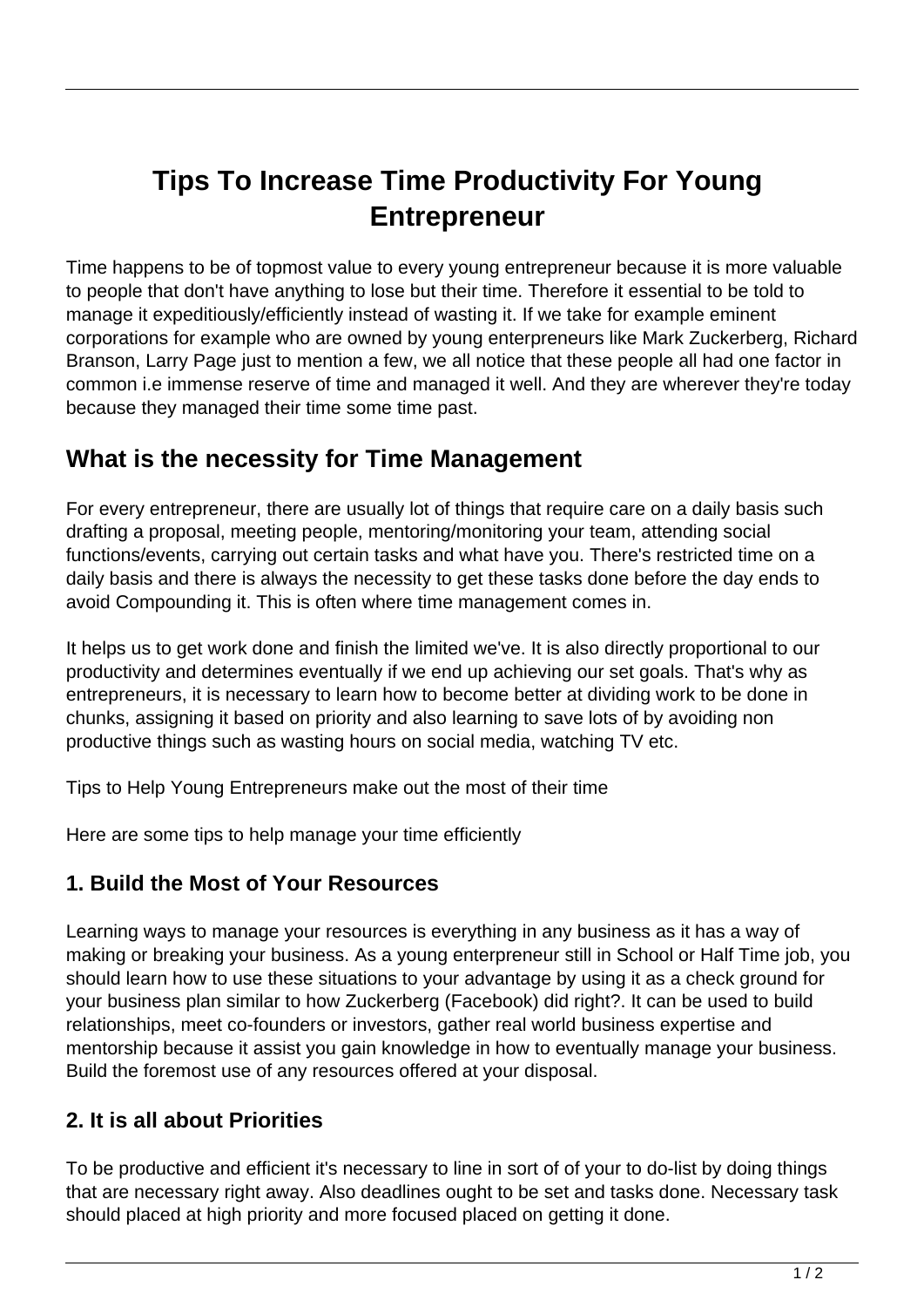# Tips To Increase Time Productivity For Young Entrepreneur

Time happens to be of topmost value to every young entrepreneur because it is more valuable to people that don't have anything to lose but their time. Therefore it essential to be told to manage it expeditiously/efficiently instead of wasting it. If we take for example eminent corporations for example who are owned by young enterepreneurs like Mark Zuckerberg, Richard Branson, Larry Page just to mention a few, we all notice that these people all had one factor in common i.e immense reserve of time and managed it well. And they are wherever they're today because they managed their time some time past.

## What is the necessity for Time Management

For every entrepreneur, there are usually lot of things that require care on a daily basis such drafting a proposal, meeting people, mentoring/monitoring your team, attending social functions/events, carrying out certain tasks and what have you. There's restricted time on a daily basis and there is always the necessity to get these tasks done before the day ends to avoid Compounding it. This is often where time management comes in.

It helps us to get work done and finish the limited we've. It is also directly proportional to our productivity and determines eventually if we end up achieving our set goals. That's why as entrepreneurs, it is necessary to learn how to become better at dividing work to be done in chunks, assigning it based on priority and also learning to save lots of by avoiding non productive things such as wasting hours on social media, watching TV etc.

Tips to Help Young Entrepreneurs make out the most of their time

Here are some tips to help manage your time efficiently

### 1. Build the Most of Your Resources

Learning ways to manage your resources is everything in any business as it has a way of making or breaking your business. As a young enterepreneur still in School or Half Time job, you should learn how to use these situations to your advantage by using it as a check ground for your business plan similar to how Zuckerberg (Facebook) did right?. It can be used to build relationships, meet co-founders or investors, gather real world business expertise and mentorship because it assist you gain knowledge in how to eventually manage your business. Build the foremost use of any resources offered at your disposal.

### 2. It is all about Priorities

To be productive and efficient it's necessary to line in sort of of your to do-list by doing things that are necessary right away. Also deadlines ought to be set and tasks done. Necessary task should placed at high priority and more focused placed on getting it done.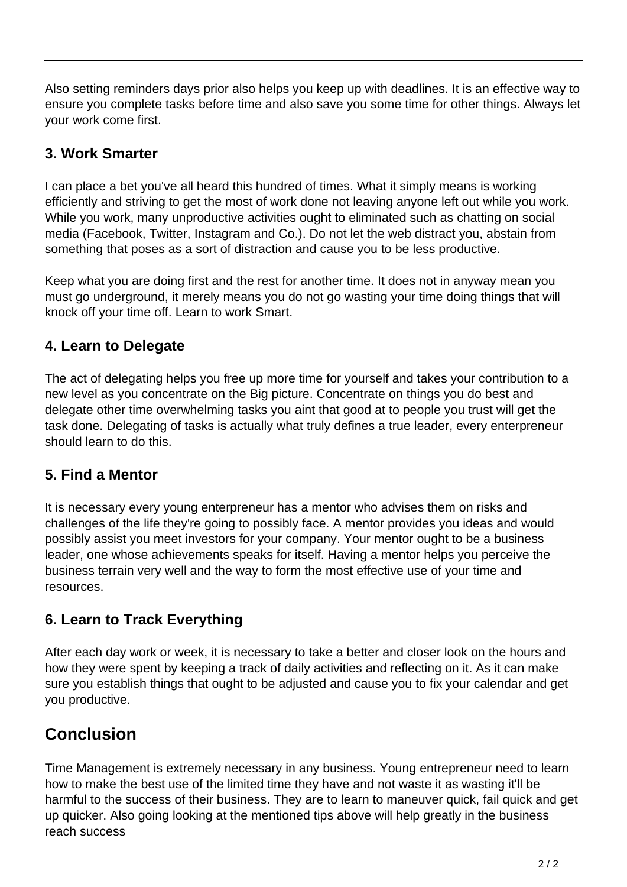Also setting reminders days prior also helps you keep up with deadlines. It is an effective way to ensure you complete tasks before time and also save you some time for other things. Always let your work come first.

### 3. Work Smarter

I can place a bet you've all heard this hundred of times. What it simply means is working efficiently and striving to get the most of work done not leaving anyone left out while you work. While you work, many unproductive activities ought to eliminated such as chatting on social media (Facebook, Twitter, Instagram and Co.). Do not let the web distract you, abstain from something that poses as a sort of distraction and cause you to be less productive.

Keep what you are doing first and the rest for another time. It does not in anyway mean you must go underground, it merely means you do not go wasting your time doing things that will knock off your time off. Learn to work Smart.

### 4. Learn to Delegate

The act of delegating helps you free up more time for yourself and takes your contribution to a new level as you concentrate on the Big picture. Concentrate on things you do best and delegate other time overwhelming tasks you aint that good at to people you trust will get the task done. Delegating of tasks is actually what truly defines a true leader, every enterpreneur should learn to do this.

### 5. Find a Mentor

It is necessary every young enterpreneur has a mentor who advises them on risks and challenges of the life they're going to possibly face. A mentor provides you ideas and would possibly assist you meet investors for your company. Your mentor ought to be a business leader, one whose achievements speaks for itself. Having a mentor helps you perceive the business terrain very well and the way to form the most effective use of your time and resources.

### 6. Learn to Track Everything

After each day work or week, it is necessary to take a better and closer look on the hours and how they were spent by keeping a track of daily activities and reflecting on it. As it can make sure you establish things that ought to be adjusted and cause you to fix your calendar and get you productive.

## Conclusion

Time Management is extremely necessary in any business. Young entrepreneur need to learn how to make the best use of the limited time they have and not waste it as wasting it'll be harmful to the success of their business. They are to learn to maneuver quick, fail quick and get up quicker. Also going looking at the mentioned tips above will help greatly in the business reach success